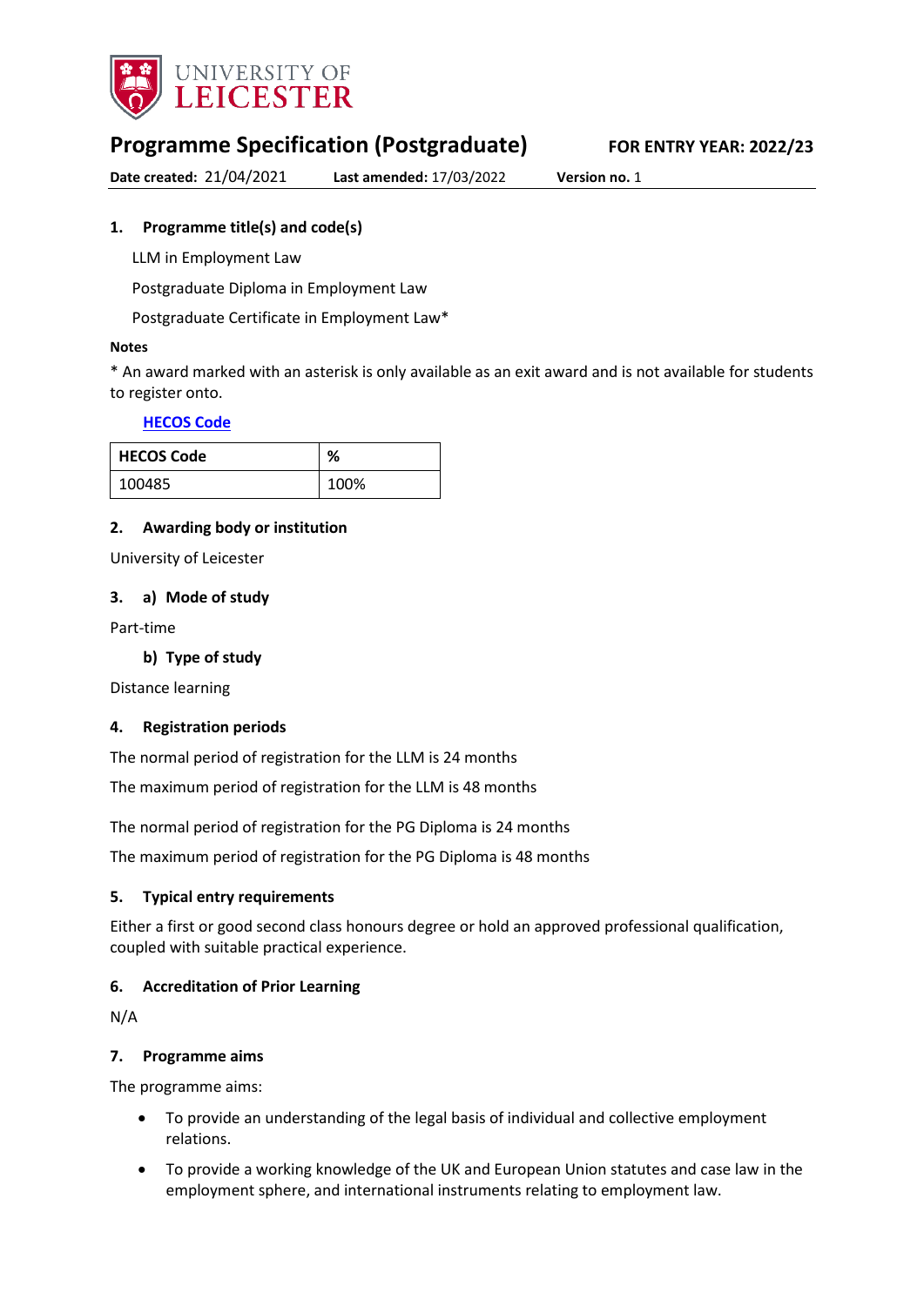UNIVERSITY OF LEICESTER

# Programme Specification (Postgraduate)

**FOR ENTRY YEAR: 2022/23**

**Date created:** 21/04/2021 **Last amended:** 17/03/2022 **Version no.** 1

## 1. Programme title(s) and code(s)

LLM in Employment Law

Postgraduate Diploma in Employment Law

Postgraduate Certificate in Employment Law*

**Notes**

* An award marked with an asterisk is only available as an exit award and is not available for students to register onto.

**HECOS Code**

| HECOS Code | % |
|---|---|
| 100485 | 100% |

## 2. Awarding body or institution

University of Leicester

## 3. a) Mode of study

Part-time

### b) Type of study

Distance learning

## 4. Registration periods

The normal period of registration for the LLM is 24 months

The maximum period of registration for the LLM is 48 months

The normal period of registration for the PG Diploma is 24 months

The maximum period of registration for the PG Diploma is 48 months

## 5. Typical entry requirements

Either a first or good second class honours degree or hold an approved professional qualification, coupled with suitable practical experience.

## 6. Accreditation of Prior Learning

N/A

## 7. Programme aims

The programme aims:

- To provide an understanding of the legal basis of individual and collective employment relations.
- To provide a working knowledge of the UK and European Union statutes and case law in the employment sphere, and international instruments relating to employment law.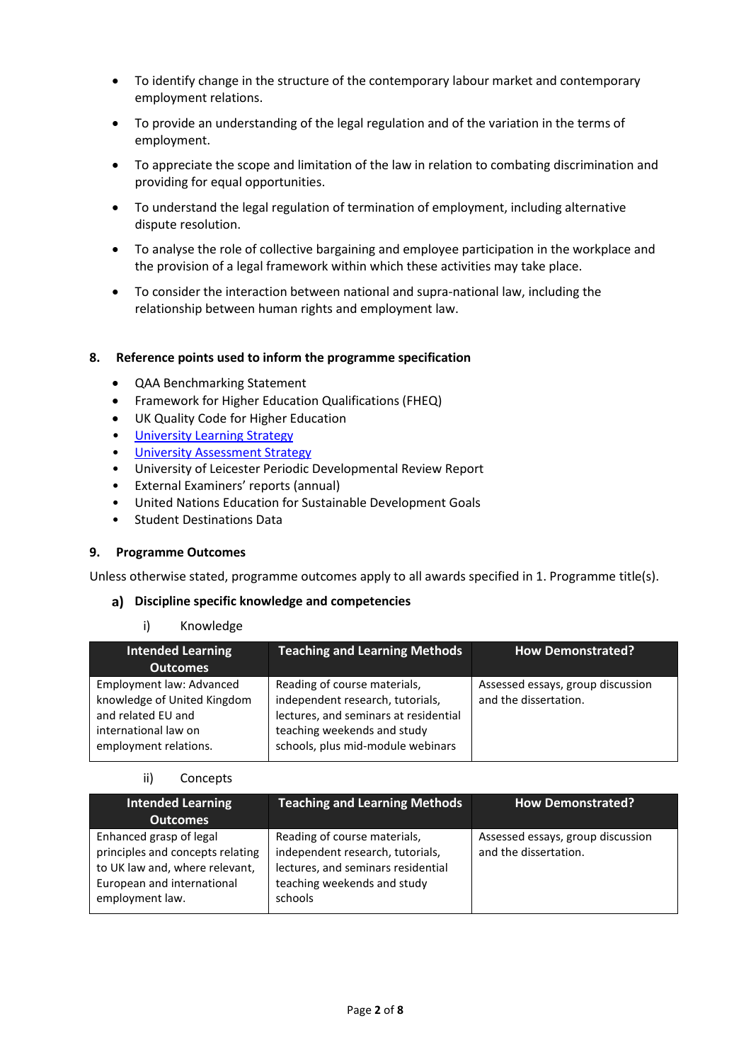- To identify change in the structure of the contemporary labour market and contemporary employment relations.
- To provide an understanding of the legal regulation and of the variation in the terms of employment.
- To appreciate the scope and limitation of the law in relation to combating discrimination and providing for equal opportunities.
- To understand the legal regulation of termination of employment, including alternative dispute resolution.
- To analyse the role of collective bargaining and employee participation in the workplace and the provision of a legal framework within which these activities may take place.
- To consider the interaction between national and supra-national law, including the relationship between human rights and employment law.

## 8. Reference points used to inform the programme specification

- QAA Benchmarking Statement
- Framework for Higher Education Qualifications (FHEQ)
- UK Quality Code for Higher Education
- University Learning Strategy
- University Assessment Strategy
- University of Leicester Periodic Developmental Review Report
- External Examiners' reports (annual)
- United Nations Education for Sustainable Development Goals
- Student Destinations Data

## 9. Programme Outcomes

Unless otherwise stated, programme outcomes apply to all awards specified in 1. Programme title(s).

### a) Discipline specific knowledge and competencies

i) Knowledge

| Intended Learning Outcomes | Teaching and Learning Methods | How Demonstrated? |
|---|---|---|
| Employment law: Advanced knowledge of United Kingdom and related EU and international law on employment relations. | Reading of course materials, independent research, tutorials, lectures, and seminars at residential teaching weekends and study schools, plus mid-module webinars | Assessed essays, group discussion and the dissertation. |

ii) Concepts

| Intended Learning Outcomes | Teaching and Learning Methods | How Demonstrated? |
|---|---|---|
| Enhanced grasp of legal principles and concepts relating to UK law and, where relevant, European and international employment law. | Reading of course materials, independent research, tutorials, lectures, and seminars residential teaching weekends and study schools | Assessed essays, group discussion and the dissertation. |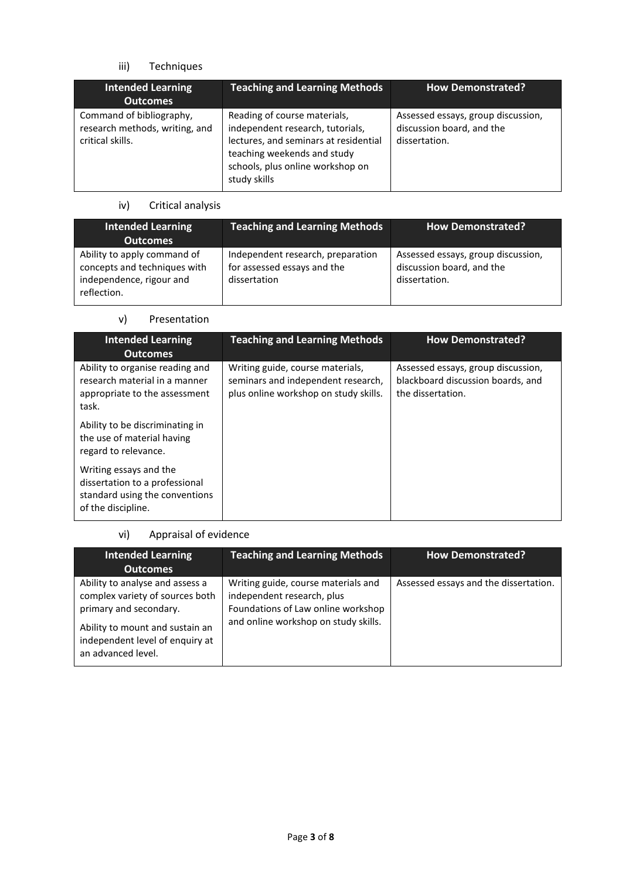iii) Techniques

| Intended Learning Outcomes | Teaching and Learning Methods | How Demonstrated? |
|---|---|---|
| Command of bibliography, research methods, writing, and critical skills. | Reading of course materials, independent research, tutorials, lectures, and seminars at residential teaching weekends and study schools, plus online workshop on study skills | Assessed essays, group discussion, discussion board, and the dissertation. |

iv) Critical analysis

| Intended Learning Outcomes | Teaching and Learning Methods | How Demonstrated? |
|---|---|---|
| Ability to apply command of concepts and techniques with independence, rigour and reflection. | Independent research, preparation for assessed essays and the dissertation | Assessed essays, group discussion, discussion board, and the dissertation. |

v) Presentation

| Intended Learning Outcomes | Teaching and Learning Methods | How Demonstrated? |
|---|---|---|
| Ability to organise reading and research material in a manner appropriate to the assessment task.<br><br>Ability to be discriminating in the use of material having regard to relevance.<br><br>Writing essays and the dissertation to a professional standard using the conventions of the discipline. | Writing guide, course materials, seminars and independent research, plus online workshop on study skills. | Assessed essays, group discussion, blackboard discussion boards, and the dissertation. |

vi) Appraisal of evidence

| Intended Learning Outcomes | Teaching and Learning Methods | How Demonstrated? |
|---|---|---|
| Ability to analyse and assess a complex variety of sources both primary and secondary.<br><br>Ability to mount and sustain an independent level of enquiry at an advanced level. | Writing guide, course materials and independent research, plus Foundations of Law online workshop and online workshop on study skills. | Assessed essays and the dissertation. |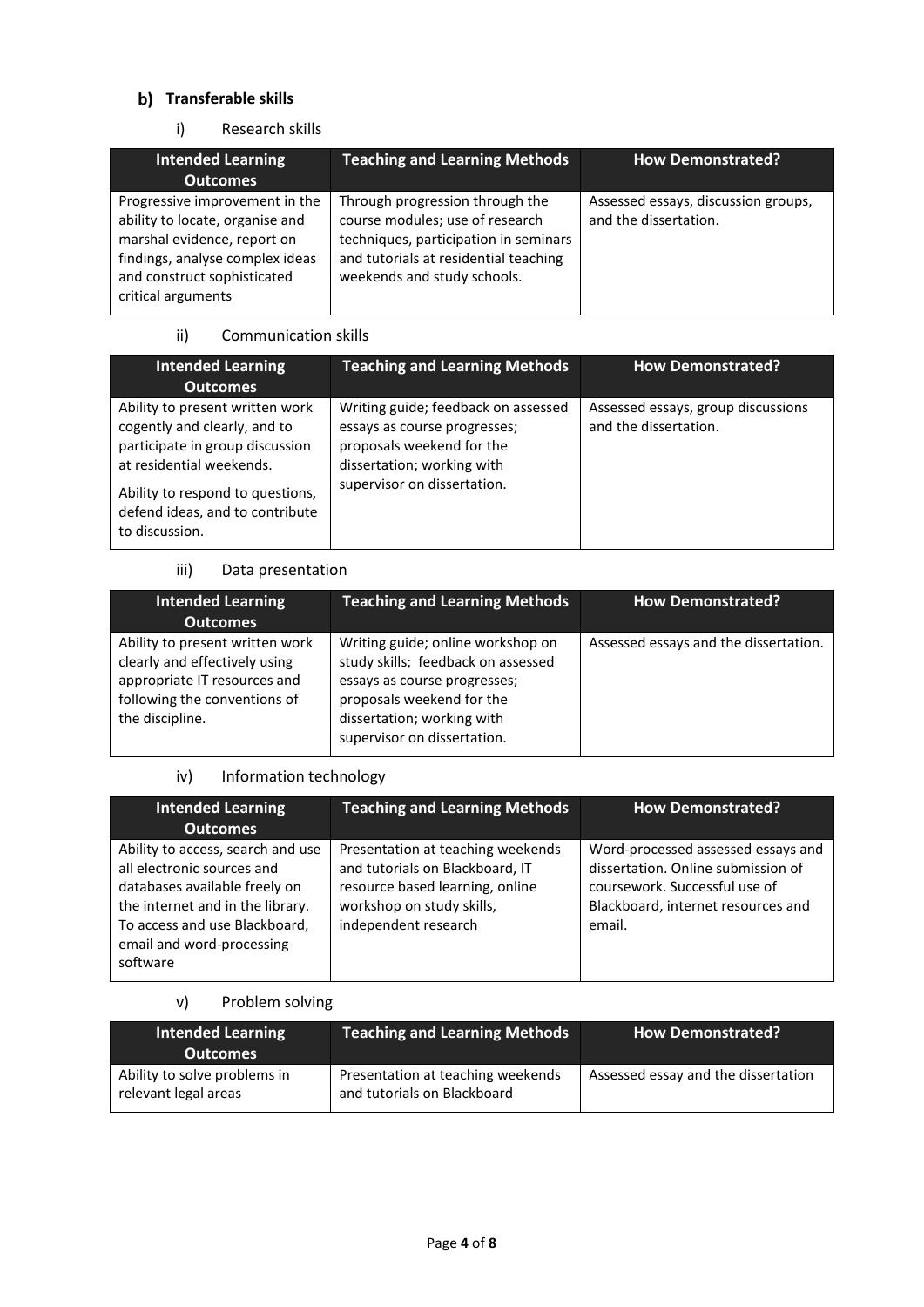## b) Transferable skills

### i) Research skills

| Intended Learning Outcomes | Teaching and Learning Methods | How Demonstrated? |
|---|---|---|
| Progressive improvement in the ability to locate, organise and marshal evidence, report on findings, analyse complex ideas and construct sophisticated critical arguments | Through progression through the course modules; use of research techniques, participation in seminars and tutorials at residential teaching weekends and study schools. | Assessed essays, discussion groups, and the dissertation. |

### ii) Communication skills

| Intended Learning Outcomes | Teaching and Learning Methods | How Demonstrated? |
|---|---|---|
| Ability to present written work cogently and clearly, and to participate in group discussion at residential weekends.<br><br>Ability to respond to questions, defend ideas, and to contribute to discussion. | Writing guide; feedback on assessed essays as course progresses; proposals weekend for the dissertation; working with supervisor on dissertation. | Assessed essays, group discussions and the dissertation. |

### iii) Data presentation

| Intended Learning Outcomes | Teaching and Learning Methods | How Demonstrated? |
|---|---|---|
| Ability to present written work clearly and effectively using appropriate IT resources and following the conventions of the discipline. | Writing guide; online workshop on study skills; feedback on assessed essays as course progresses; proposals weekend for the dissertation; working with supervisor on dissertation. | Assessed essays and the dissertation. |

### iv) Information technology

| Intended Learning Outcomes | Teaching and Learning Methods | How Demonstrated? |
|---|---|---|
| Ability to access, search and use all electronic sources and databases available freely on the internet and in the library. To access and use Blackboard, email and word-processing software | Presentation at teaching weekends and tutorials on Blackboard, IT resource based learning, online workshop on study skills, independent research | Word-processed assessed essays and dissertation. Online submission of coursework. Successful use of Blackboard, internet resources and email. |

### v) Problem solving

| Intended Learning Outcomes | Teaching and Learning Methods | How Demonstrated? |
|---|---|---|
| Ability to solve problems in relevant legal areas | Presentation at teaching weekends and tutorials on Blackboard | Assessed essay and the dissertation |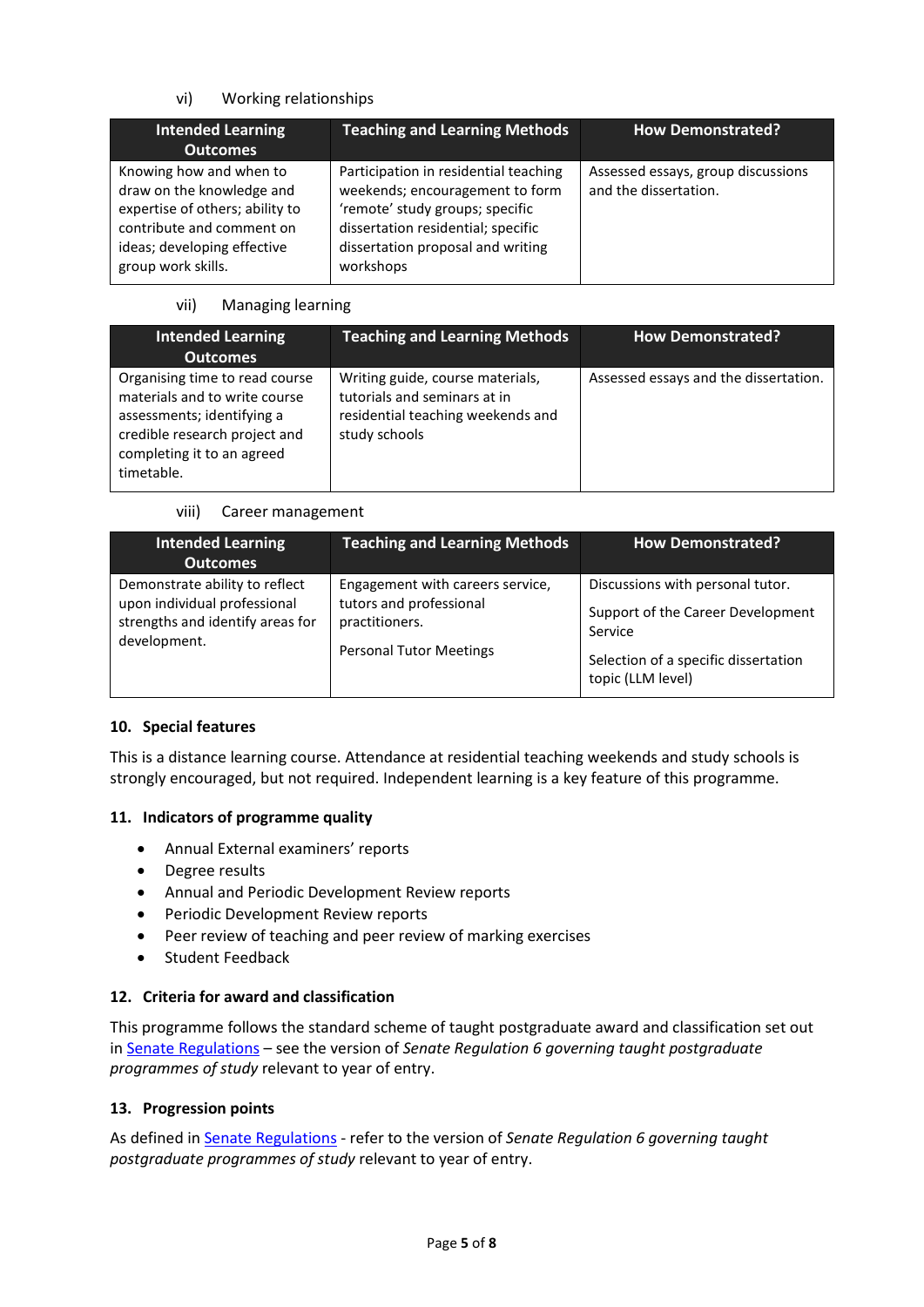vi) Working relationships

| Intended Learning Outcomes | Teaching and Learning Methods | How Demonstrated? |
| --- | --- | --- |
| Knowing how and when to draw on the knowledge and expertise of others; ability to contribute and comment on ideas; developing effective group work skills. | Participation in residential teaching weekends; encouragement to form 'remote' study groups; specific dissertation residential; specific dissertation proposal and writing workshops | Assessed essays, group discussions and the dissertation. |

vii) Managing learning

| Intended Learning Outcomes | Teaching and Learning Methods | How Demonstrated? |
| --- | --- | --- |
| Organising time to read course materials and to write course assessments; identifying a credible research project and completing it to an agreed timetable. | Writing guide, course materials, tutorials and seminars at in residential teaching weekends and study schools | Assessed essays and the dissertation. |

viii) Career management

| Intended Learning Outcomes | Teaching and Learning Methods | How Demonstrated? |
| --- | --- | --- |
| Demonstrate ability to reflect upon individual professional strengths and identify areas for development. | Engagement with careers service, tutors and professional practitioners.<br><br>Personal Tutor Meetings | Discussions with personal tutor.<br><br>Support of the Career Development Service<br><br>Selection of a specific dissertation topic (LLM level) |

**10. Special features**

This is a distance learning course. Attendance at residential teaching weekends and study schools is strongly encouraged, but not required. Independent learning is a key feature of this programme.

**11. Indicators of programme quality**

- Annual External examiners' reports
- Degree results
- Annual and Periodic Development Review reports
- Periodic Development Review reports
- Peer review of teaching and peer review of marking exercises
- Student Feedback

**12. Criteria for award and classification**

This programme follows the standard scheme of taught postgraduate award and classification set out in Senate Regulations – see the version of *Senate Regulation 6 governing taught postgraduate programmes of study* relevant to year of entry.

**13. Progression points**

As defined in Senate Regulations - refer to the version of *Senate Regulation 6 governing taught postgraduate programmes of study* relevant to year of entry.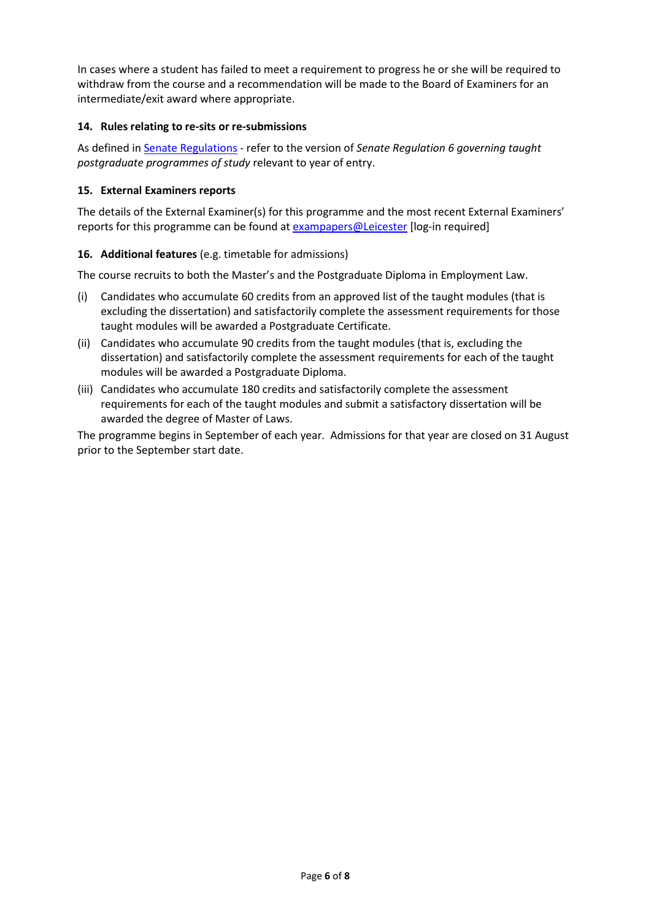In cases where a student has failed to meet a requirement to progress he or she will be required to withdraw from the course and a recommendation will be made to the Board of Examiners for an intermediate/exit award where appropriate.

### 14. Rules relating to re-sits or re-submissions

As defined in Senate Regulations - refer to the version of *Senate Regulation 6 governing taught postgraduate programmes of study* relevant to year of entry.

### 15. External Examiners reports

The details of the External Examiner(s) for this programme and the most recent External Examiners' reports for this programme can be found at exampapers@Leicester [log-in required]

### 16. Additional features (e.g. timetable for admissions)

The course recruits to both the Master's and the Postgraduate Diploma in Employment Law.

(i) Candidates who accumulate 60 credits from an approved list of the taught modules (that is excluding the dissertation) and satisfactorily complete the assessment requirements for those taught modules will be awarded a Postgraduate Certificate.

(ii) Candidates who accumulate 90 credits from the taught modules (that is, excluding the dissertation) and satisfactorily complete the assessment requirements for each of the taught modules will be awarded a Postgraduate Diploma.

(iii) Candidates who accumulate 180 credits and satisfactorily complete the assessment requirements for each of the taught modules and submit a satisfactory dissertation will be awarded the degree of Master of Laws.

The programme begins in September of each year. Admissions for that year are closed on 31 August prior to the September start date.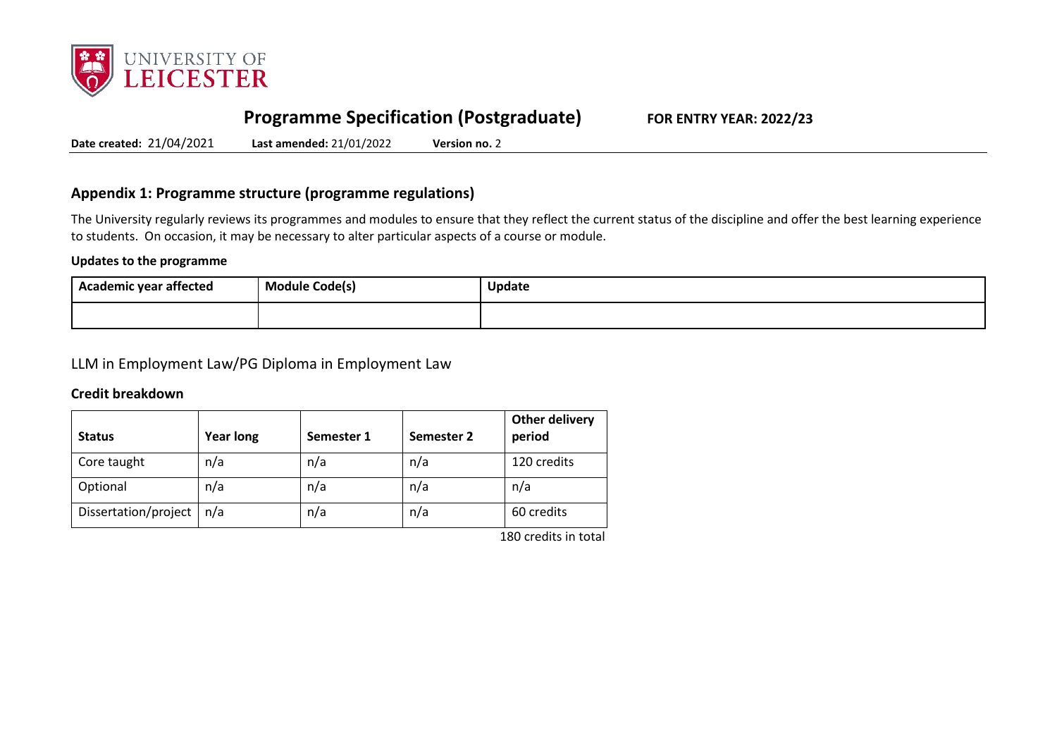# Programme Specification (Postgraduate)

**FOR ENTRY YEAR: 2022/23**

**Date created:** 21/04/2021 **Last amended:** 21/01/2022 **Version no.** 2

## Appendix 1: Programme structure (programme regulations)

The University regularly reviews its programmes and modules to ensure that they reflect the current status of the discipline and offer the best learning experience to students. On occasion, it may be necessary to alter particular aspects of a course or module.

### Updates to the programme

| Academic year affected | Module Code(s) | Update |
|---|---|---|
| | | |

## LLM in Employment Law/PG Diploma in Employment Law

### Credit breakdown

| Status | Year long | Semester 1 | Semester 2 | Other delivery period |
|---|---|---|---|---|
| Core taught | n/a | n/a | n/a | 120 credits |
| Optional | n/a | n/a | n/a | n/a |
| Dissertation/project | n/a | n/a | n/a | 60 credits |

180 credits in total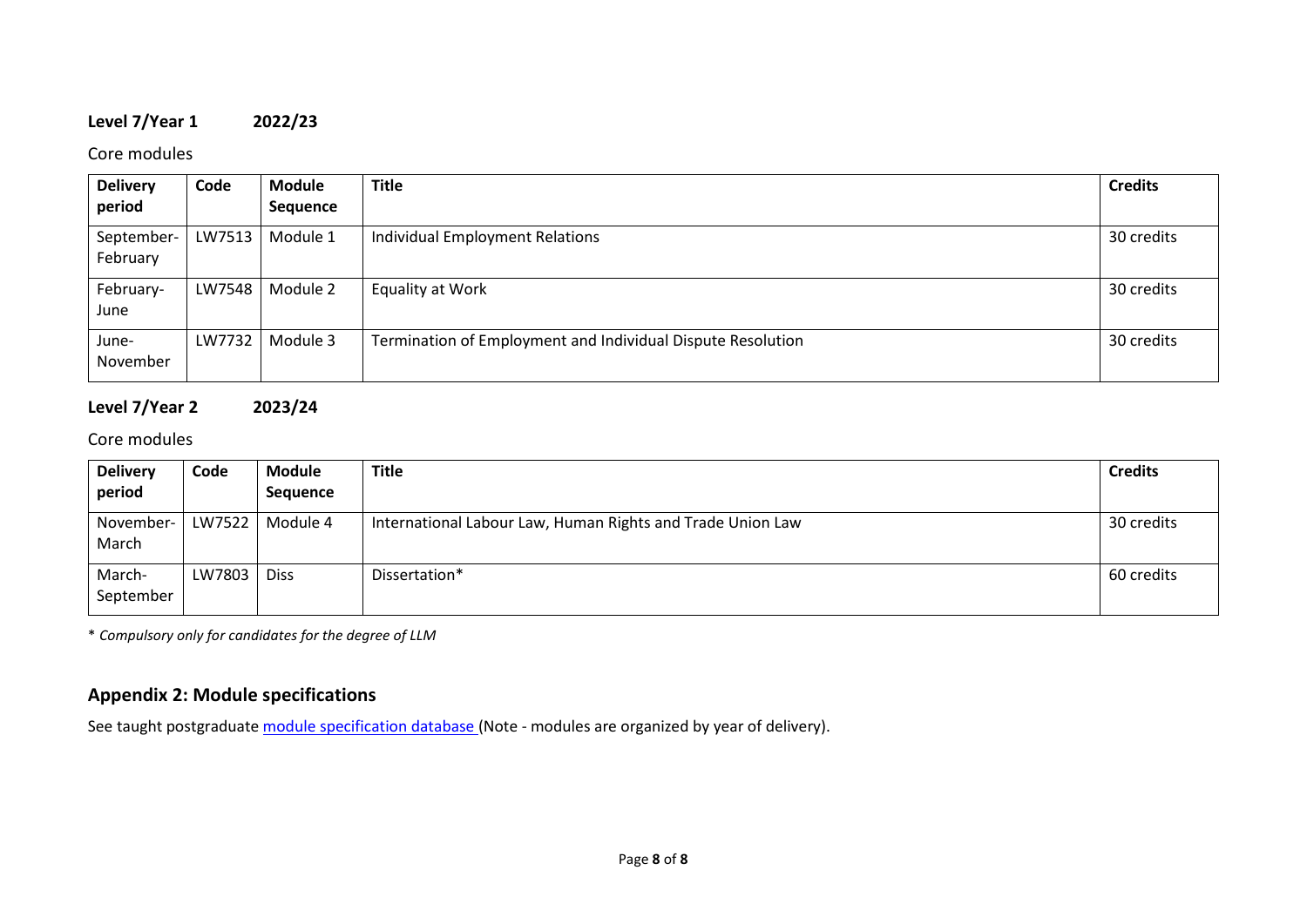**Level 7/Year 1 2022/23**

Core modules

| Delivery period | Code | Module Sequence | Title | Credits |
|---|---|---|---|---|
| September-February | LW7513 | Module 1 | Individual Employment Relations | 30 credits |
| February-June | LW7548 | Module 2 | Equality at Work | 30 credits |
| June-November | LW7732 | Module 3 | Termination of Employment and Individual Dispute Resolution | 30 credits |

**Level 7/Year 2 2023/24**

Core modules

| Delivery period | Code | Module Sequence | Title | Credits |
|---|---|---|---|---|
| November-March | LW7522 | Module 4 | International Labour Law, Human Rights and Trade Union Law | 30 credits |
| March-September | LW7803 | Diss | Dissertation* | 60 credits |

* *Compulsory only for candidates for the degree of LLM*

## Appendix 2: Module specifications

See taught postgraduate module specification database (Note - modules are organized by year of delivery).